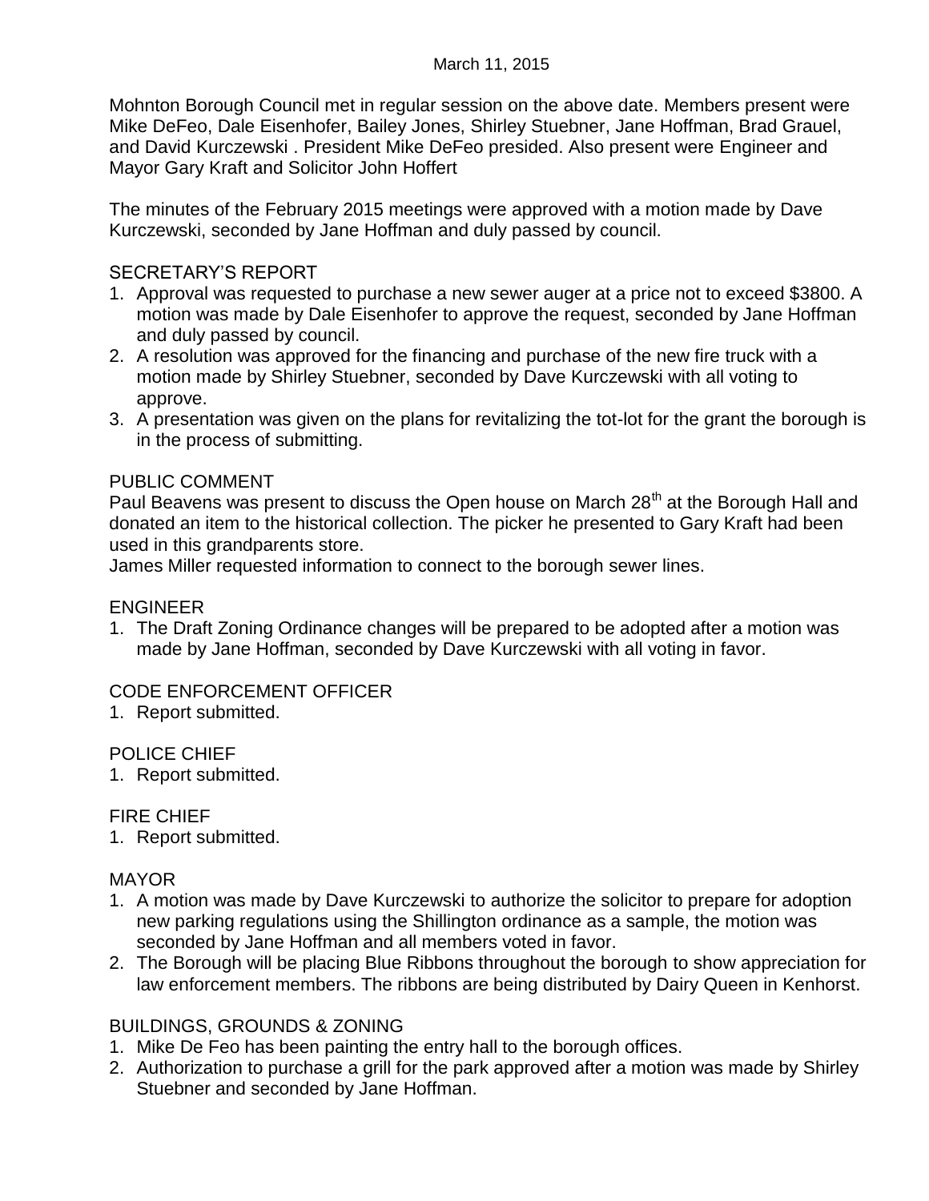March 11, 2015

Mohnton Borough Council met in regular session on the above date. Members present were Mike DeFeo, Dale Eisenhofer, Bailey Jones, Shirley Stuebner, Jane Hoffman, Brad Grauel, and David Kurczewski . President Mike DeFeo presided. Also present were Engineer and Mayor Gary Kraft and Solicitor John Hoffert

The minutes of the February 2015 meetings were approved with a motion made by Dave Kurczewski, seconded by Jane Hoffman and duly passed by council.

SECRETARY'S REPORT

1. Approval was requested to purchase a new sewer auger at a price not to exceed $3800. A motion was made by Dale Eisenhofer to approve the request, seconded by Jane Hoffman and duly passed by council.
2. A resolution was approved for the financing and purchase of the new fire truck with a motion made by Shirley Stuebner, seconded by Dave Kurczewski with all voting to approve.
3. A presentation was given on the plans for revitalizing the tot-lot for the grant the borough is in the process of submitting.

PUBLIC COMMENT

Paul Beavens was present to discuss the Open house on March 28th at the Borough Hall and donated an item to the historical collection. The picker he presented to Gary Kraft had been used in this grandparents store.
James Miller requested information to connect to the borough sewer lines.

ENGINEER

1. The Draft Zoning Ordinance changes will be prepared to be adopted after a motion was made by Jane Hoffman, seconded by Dave Kurczewski with all voting in favor.

CODE ENFORCEMENT OFFICER

1. Report submitted.

POLICE CHIEF

1. Report submitted.

FIRE CHIEF

1. Report submitted.

MAYOR

1. A motion was made by Dave Kurczewski to authorize the solicitor to prepare for adoption new parking regulations using the Shillington ordinance as a sample, the motion was seconded by Jane Hoffman and all members voted in favor.
2. The Borough will be placing Blue Ribbons throughout the borough to show appreciation for law enforcement members. The ribbons are being distributed by Dairy Queen in Kenhorst.

BUILDINGS, GROUNDS & ZONING

1. Mike De Feo has been painting the entry hall to the borough offices.
2. Authorization to purchase a grill for the park approved after a motion was made by Shirley Stuebner and seconded by Jane Hoffman.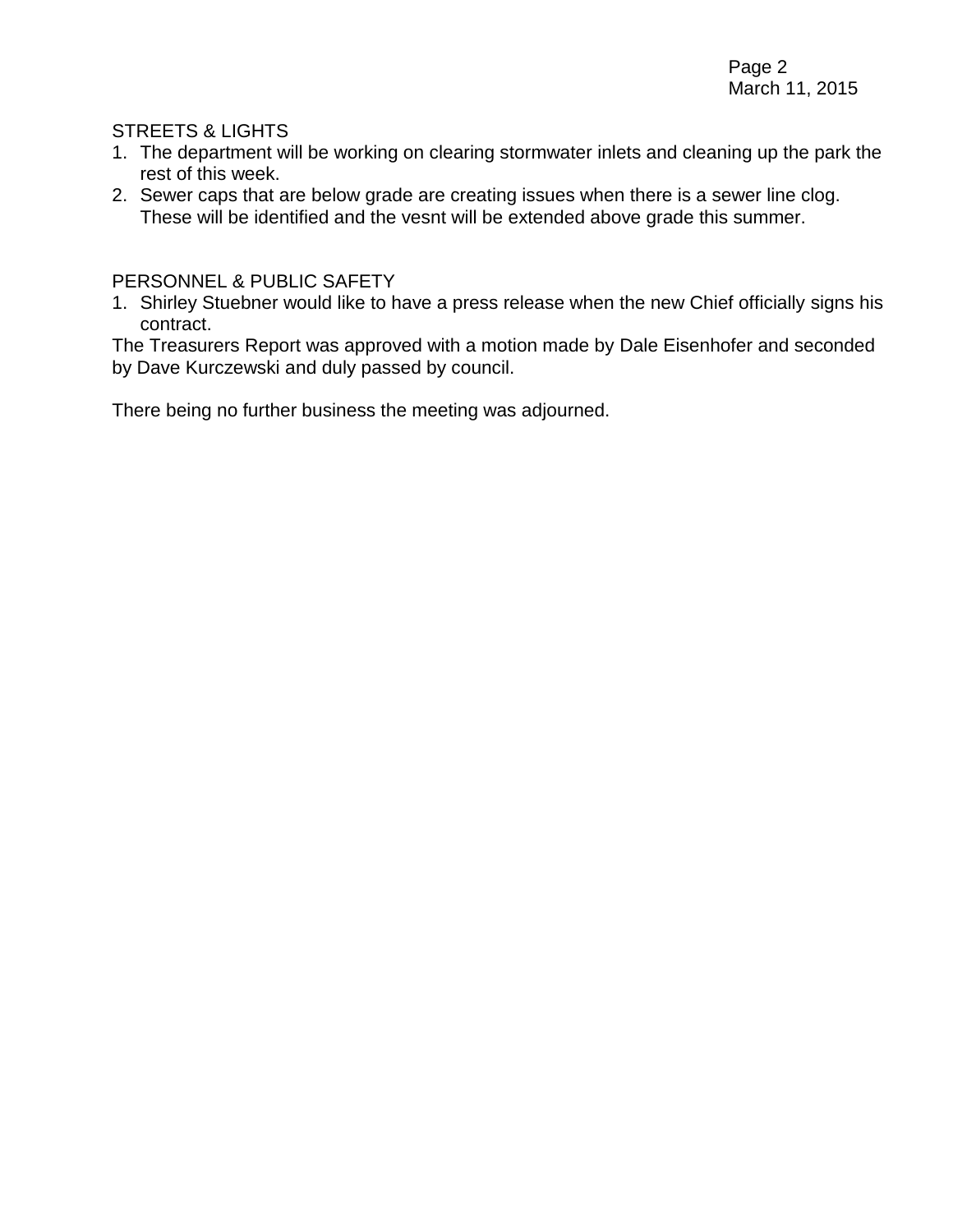STREETS & LIGHTS

1. The department will be working on clearing stormwater inlets and cleaning up the park the rest of this week.
2. Sewer caps that are below grade are creating issues when there is a sewer line clog. These will be identified and the vesnt will be extended above grade this summer.

PERSONNEL & PUBLIC SAFETY

1. Shirley Stuebner would like to have a press release when the new Chief officially signs his contract.

The Treasurers Report was approved with a motion made by Dale Eisenhofer and seconded by Dave Kurczewski and duly passed by council.

There being no further business the meeting was adjourned.